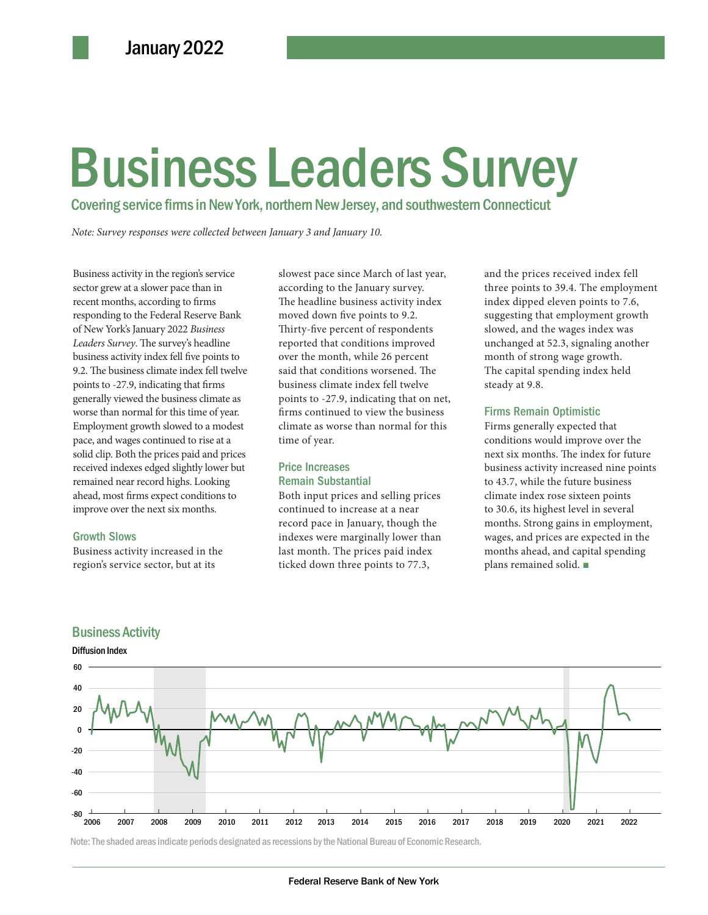January 2022

# Business Leaders Survey

Covering service firms in New York, northern New Jersey, and southwestern Connecticut

*Note: Survey responses were collected between January 3 and January 10.*

Business activity in the region's service sector grew at a slower pace than in recent months, according to firms responding to the Federal Reserve Bank of New York's January 2022 *Business Leaders Survey*. The survey's headline business activity index fell five points to 9.2. The business climate index fell twelve points to -27.9, indicating that firms generally viewed the business climate as worse than normal for this time of year. Employment growth slowed to a modest pace, and wages continued to rise at a solid clip. Both the prices paid and prices received indexes edged slightly lower but remained near record highs. Looking ahead, most firms expect conditions to improve over the next six months.

### Growth Slows

Business activity increased in the region's service sector, but at its slowest pace since March of last year, according to the January survey. The headline business activity index moved down five points to 9.2. Thirty-five percent of respondents reported that conditions improved over the month, while 26 percent said that conditions worsened. The business climate index fell twelve points to -27.9, indicating that on net, firms continued to view the business climate as worse than normal for this time of year.

### Price Increases Remain Substantial

Both input prices and selling prices continued to increase at a near record pace in January, though the indexes were marginally lower than last month. The prices paid index ticked down three points to 77.3, and the prices received index fell three points to 39.4. The employment index dipped eleven points to 7.6, suggesting that employment growth slowed, and the wages index was unchanged at 52.3, signaling another month of strong wage growth. The capital spending index held steady at 9.8.

### Firms Remain Optimistic

Firms generally expected that conditions would improve over the next six months. The index for future business activity increased nine points to 43.7, while the future business climate index rose sixteen points to 30.6, its highest level in several months. Strong gains in employment, wages, and prices are expected in the months ahead, and capital spending plans remained solid. ■

### Business Activity

Diffusion Index

Note: The shaded areas indicate periods designated as recessions by the National Bureau of Economic Research.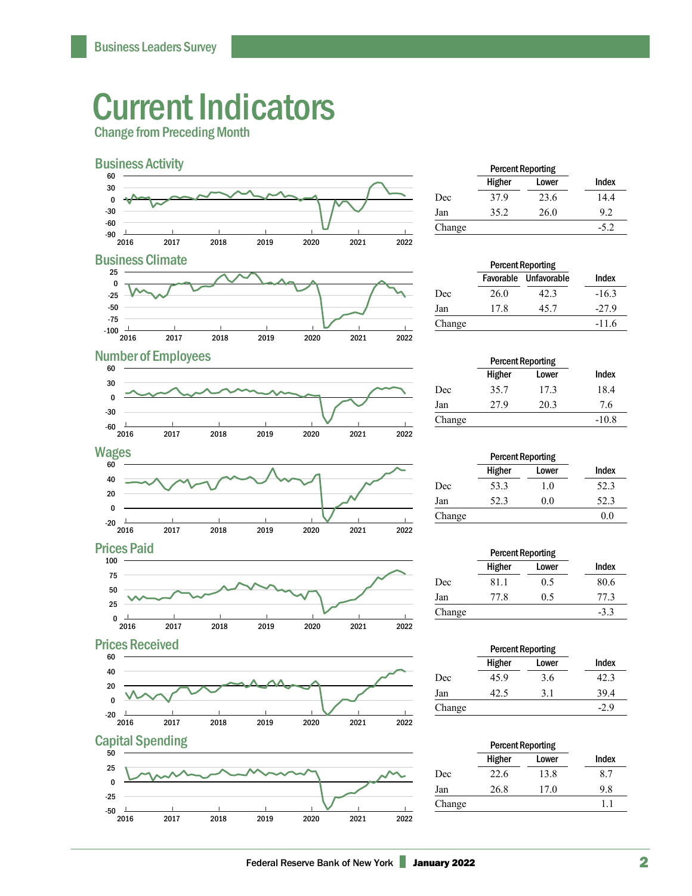# Current Indicators

## Change from Preceding Month

### Business Activity

| | Percent Reporting | | |
|---|---|---|---|
| | Higher | Lower | Index |
| Dec | 37.9 | 23.6 | 14.4 |
| Jan | 35.2 | 26.0 | 9.2 |
| Change | | | -5.2 |

### Business Climate

| | Percent Reporting | | |
|---|---|---|---|
| | Favorable | Unfavorable | Index |
| Dec | 26.0 | 42.3 | -16.3 |
| Jan | 17.8 | 45.7 | -27.9 |
| Change | | | -11.6 |

### Number of Employees

| | Percent Reporting | | |
|---|---|---|---|
| | Higher | Lower | Index |
| Dec | 35.7 | 17.3 | 18.4 |
| Jan | 27.9 | 20.3 | 7.6 |
| Change | | | -10.8 |

### Wages

| | Percent Reporting | | |
|---|---|---|---|
| | Higher | Lower | Index |
| Dec | 53.3 | 1.0 | 52.3 |
| Jan | 52.3 | 0.0 | 52.3 |
| Change | | | 0.0 |

### Prices Paid

| | Percent Reporting | | |
|---|---|---|---|
| | Higher | Lower | Index |
| Dec | 81.1 | 0.5 | 80.6 |
| Jan | 77.8 | 0.5 | 77.3 |
| Change | | | -3.3 |

### Prices Received

| | Percent Reporting | | |
|---|---|---|---|
| | Higher | Lower | Index |
| Dec | 45.9 | 3.6 | 42.3 |
| Jan | 42.5 | 3.1 | 39.4 |
| Change | | | -2.9 |

### Capital Spending

| | Percent Reporting | | |
|---|---|---|---|
| | Higher | Lower | Index |
| Dec | 22.6 | 13.8 | 8.7 |
| Jan | 26.8 | 17.0 | 9.8 |
| Change | | | 1.1 |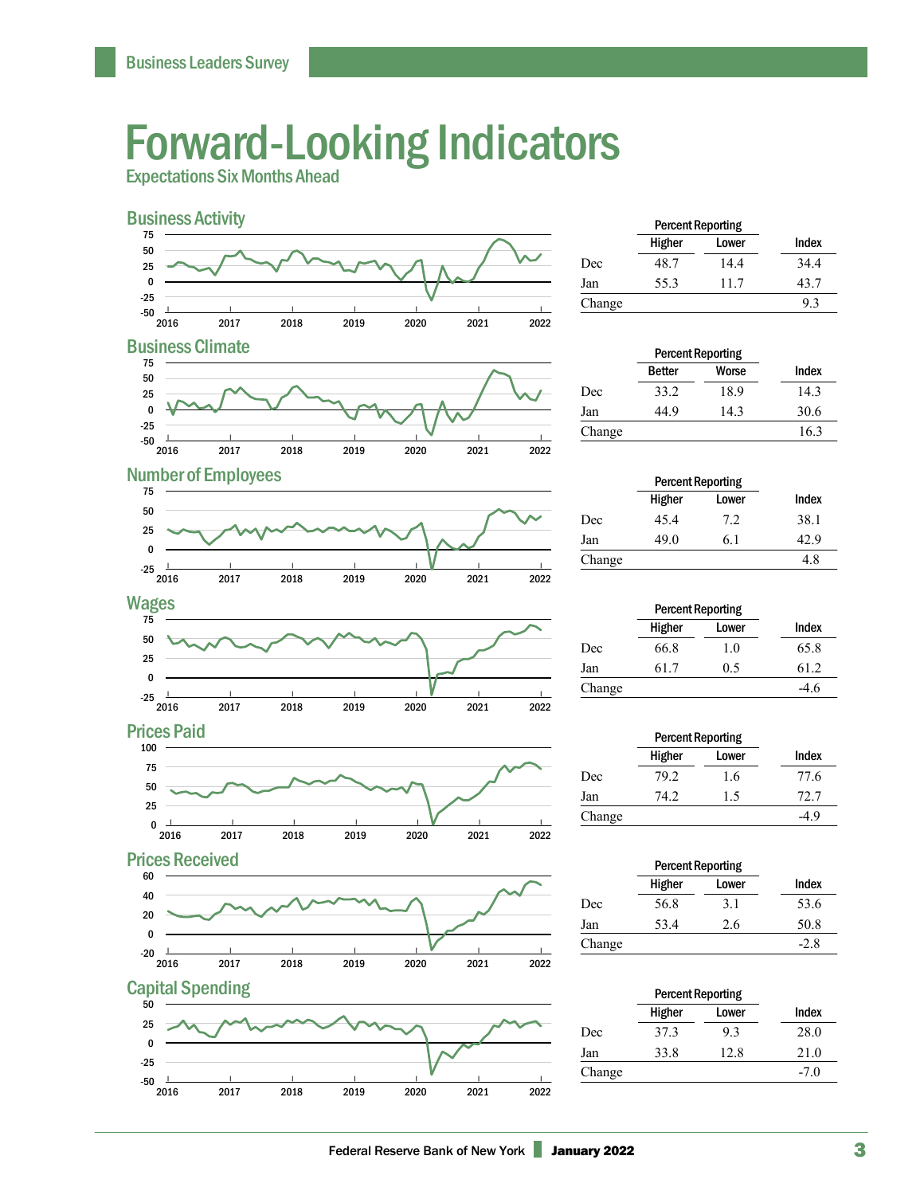# Forward-Looking Indicators

Expectations Six Months Ahead

## Business Activity

75
50
25
0
-25
-50
2016 2017 2018 2019 2020 2021 2022

| | Percent Reporting | | |
|---|---|---|---|
| | Higher | Lower | Index |
| Dec | 48.7 | 14.4 | 34.4 |
| Jan | 55.3 | 11.7 | 43.7 |
| Change | | | 9.3 |

## Business Climate

75
50
25
0
-25
-50
2016 2017 2018 2019 2020 2021 2022

| | Percent Reporting | | |
|---|---|---|---|
| | Better | Worse | Index |
| Dec | 33.2 | 18.9 | 14.3 |
| Jan | 44.9 | 14.3 | 30.6 |
| Change | | | 16.3 |

## Number of Employees

75
50
25
0
-25
2016 2017 2018 2019 2020 2021 2022

| | Percent Reporting | | |
|---|---|---|---|
| | Higher | Lower | Index |
| Dec | 45.4 | 7.2 | 38.1 |
| Jan | 49.0 | 6.1 | 42.9 |
| Change | | | 4.8 |

## Wages

75
50
25
0
-25
2016 2017 2018 2019 2020 2021 2022

| | Percent Reporting | | |
|---|---|---|---|
| | Higher | Lower | Index |
| Dec | 66.8 | 1.0 | 65.8 |
| Jan | 61.7 | 0.5 | 61.2 |
| Change | | | -4.6 |

## Prices Paid

100
75
50
25
0
2016 2017 2018 2019 2020 2021 2022

| | Percent Reporting | | |
|---|---|---|---|
| | Higher | Lower | Index |
| Dec | 79.2 | 1.6 | 77.6 |
| Jan | 74.2 | 1.5 | 72.7 |
| Change | | | -4.9 |

## Prices Received

60
40
20
0
-20
2016 2017 2018 2019 2020 2021 2022

| | Percent Reporting | | |
|---|---|---|---|
| | Higher | Lower | Index |
| Dec | 56.8 | 3.1 | 53.6 |
| Jan | 53.4 | 2.6 | 50.8 |
| Change | | | -2.8 |

## Capital Spending

50
25
0
-25
-50
2016 2017 2018 2019 2020 2021 2022

| | Percent Reporting | | |
|---|---|---|---|
| | Higher | Lower | Index |
| Dec | 37.3 | 9.3 | 28.0 |
| Jan | 33.8 | 12.8 | 21.0 |
| Change | | | -7.0 |